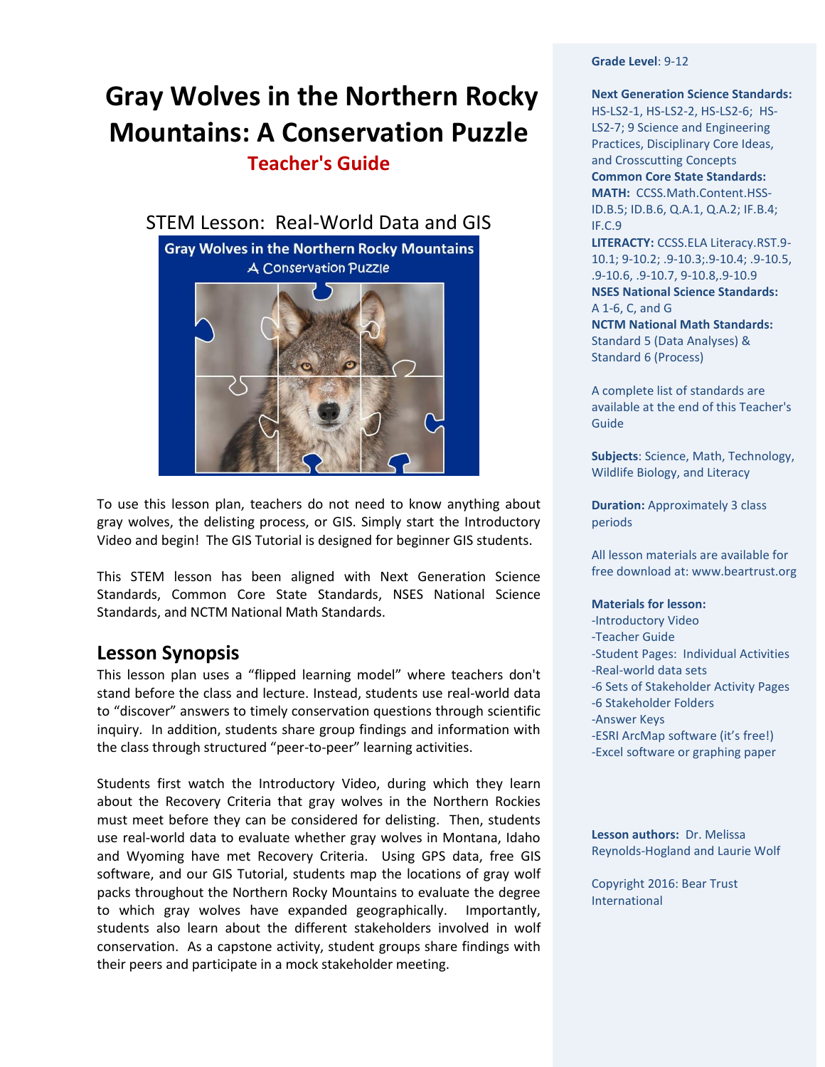# Gray Wolves in the Northern Rocky Mountains: A Conservation Puzzle

## Teacher's Guide

### STEM Lesson: Real-World Data and GIS

To use this lesson plan, teachers do not need to know anything about gray wolves, the delisting process, or GIS. Simply start the Introductory Video and begin! The GIS Tutorial is designed for beginner GIS students.

This STEM lesson has been aligned with Next Generation Science Standards, Common Core State Standards, NSES National Science Standards, and NCTM National Math Standards.

## Lesson Synopsis

This lesson plan uses a "flipped learning model" where teachers don't stand before the class and lecture. Instead, students use real-world data to "discover" answers to timely conservation questions through scientific inquiry. In addition, students share group findings and information with the class through structured "peer-to-peer" learning activities.

Students first watch the Introductory Video, during which they learn about the Recovery Criteria that gray wolves in the Northern Rockies must meet before they can be considered for delisting. Then, students use real-world data to evaluate whether gray wolves in Montana, Idaho and Wyoming have met Recovery Criteria. Using GPS data, free GIS software, and our GIS Tutorial, students map the locations of gray wolf packs throughout the Northern Rocky Mountains to evaluate the degree to which gray wolves have expanded geographically. Importantly, students also learn about the different stakeholders involved in wolf conservation. As a capstone activity, student groups share findings with their peers and participate in a mock stakeholder meeting.

**Grade Level**: 9-12

**Next Generation Science Standards:** HS-LS2-1, HS-LS2-2, HS-LS2-6; HS-LS2-7; 9 Science and Engineering Practices, Disciplinary Core Ideas, and Crosscutting Concepts

**Common Core State Standards:**

**MATH:** CCSS.Math.Content.HSS-ID.B.5; ID.B.6, Q.A.1, Q.A.2; IF.B.4; IF.C.9

**LITERACTY:** CCSS.ELA Literacy.RST.9-10.1; 9-10.2; .9-10.3;.9-10.4; .9-10.5, .9-10.6, .9-10.7, 9-10.8,.9-10.9

**NSES National Science Standards:** A 1-6, C, and G

**NCTM National Math Standards:** Standard 5 (Data Analyses) & Standard 6 (Process)

A complete list of standards are available at the end of this Teacher's Guide

**Subjects**: Science, Math, Technology, Wildlife Biology, and Literacy

**Duration:** Approximately 3 class periods

All lesson materials are available for free download at: www.beartrust.org

**Materials for lesson:**

- Introductory Video
- Teacher Guide
- Student Pages: Individual Activities
- Real-world data sets
- 6 Sets of Stakeholder Activity Pages
- 6 Stakeholder Folders
- Answer Keys
- ESRI ArcMap software (it's free!)
- Excel software or graphing paper

**Lesson authors:** Dr. Melissa Reynolds-Hogland and Laurie Wolf

Copyright 2016: Bear Trust International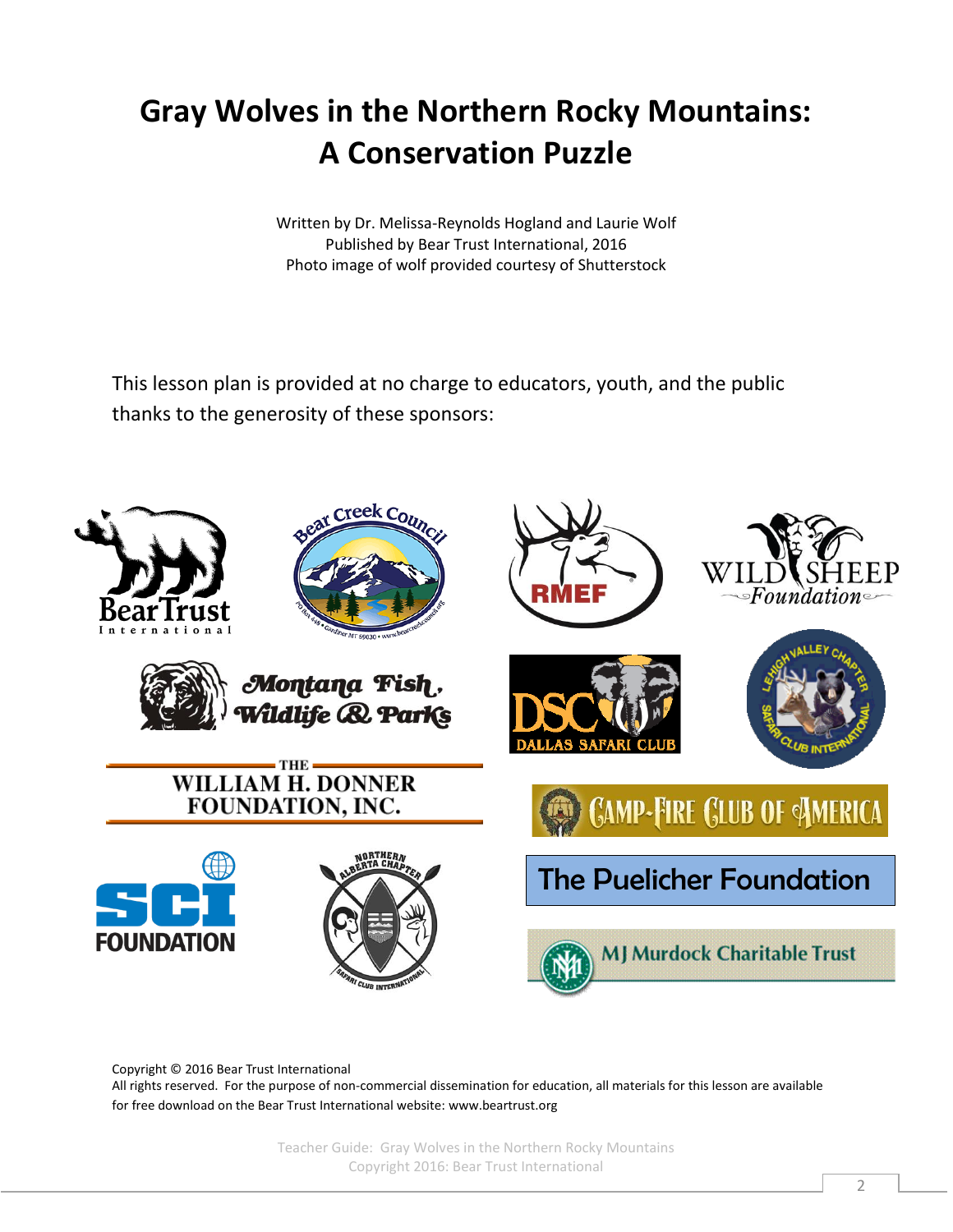# Gray Wolves in the Northern Rocky Mountains: A Conservation Puzzle

Written by Dr. Melissa-Reynolds Hogland and Laurie Wolf
Published by Bear Trust International, 2016
Photo image of wolf provided courtesy of Shutterstock

This lesson plan is provided at no charge to educators, youth, and the public thanks to the generosity of these sponsors:

Copyright © 2016 Bear Trust International
All rights reserved. For the purpose of non-commercial dissemination for education, all materials for this lesson are available for free download on the Bear Trust International website: www.beartrust.org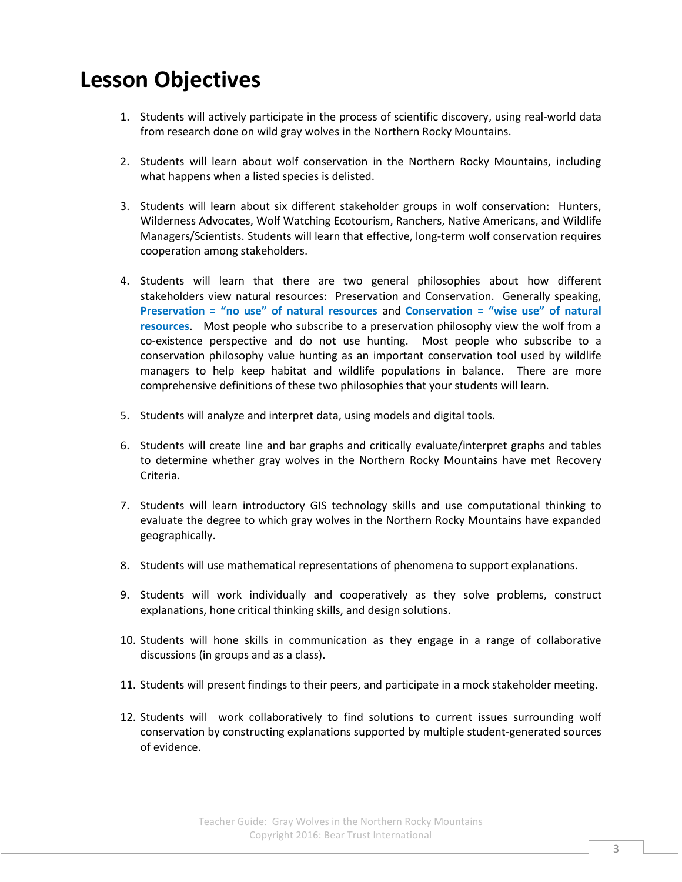# Lesson Objectives

1. Students will actively participate in the process of scientific discovery, using real-world data from research done on wild gray wolves in the Northern Rocky Mountains.

2. Students will learn about wolf conservation in the Northern Rocky Mountains, including what happens when a listed species is delisted.

3. Students will learn about six different stakeholder groups in wolf conservation: Hunters, Wilderness Advocates, Wolf Watching Ecotourism, Ranchers, Native Americans, and Wildlife Managers/Scientists. Students will learn that effective, long-term wolf conservation requires cooperation among stakeholders.

4. Students will learn that there are two general philosophies about how different stakeholders view natural resources: Preservation and Conservation. Generally speaking, **Preservation = "no use" of natural resources** and **Conservation = "wise use" of natural resources**. Most people who subscribe to a preservation philosophy view the wolf from a co-existence perspective and do not use hunting. Most people who subscribe to a conservation philosophy value hunting as an important conservation tool used by wildlife managers to help keep habitat and wildlife populations in balance. There are more comprehensive definitions of these two philosophies that your students will learn.

5. Students will analyze and interpret data, using models and digital tools.

6. Students will create line and bar graphs and critically evaluate/interpret graphs and tables to determine whether gray wolves in the Northern Rocky Mountains have met Recovery Criteria.

7. Students will learn introductory GIS technology skills and use computational thinking to evaluate the degree to which gray wolves in the Northern Rocky Mountains have expanded geographically.

8. Students will use mathematical representations of phenomena to support explanations.

9. Students will work individually and cooperatively as they solve problems, construct explanations, hone critical thinking skills, and design solutions.

10. Students will hone skills in communication as they engage in a range of collaborative discussions (in groups and as a class).

11. Students will present findings to their peers, and participate in a mock stakeholder meeting.

12. Students will work collaboratively to find solutions to current issues surrounding wolf conservation by constructing explanations supported by multiple student-generated sources of evidence.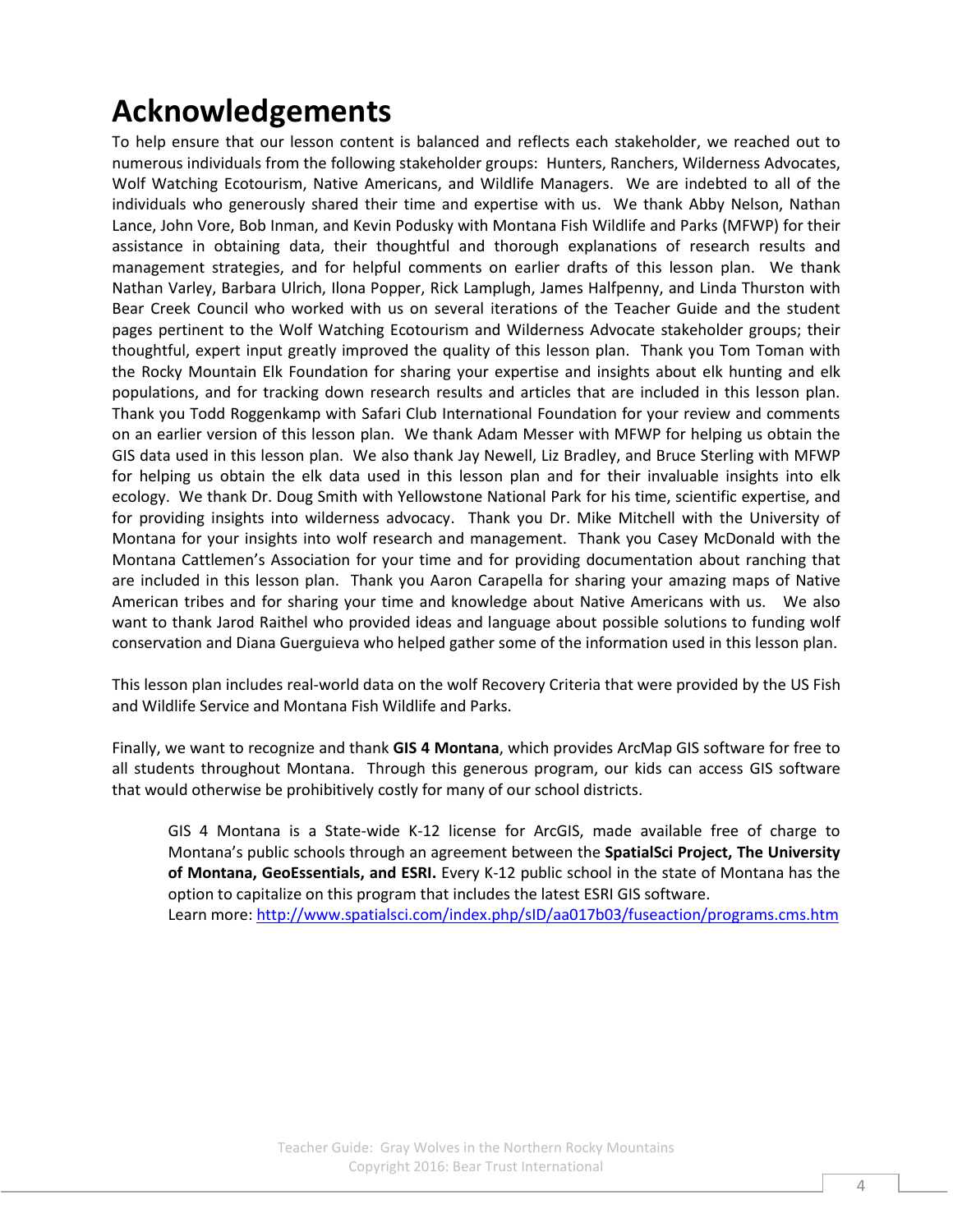# Acknowledgements

To help ensure that our lesson content is balanced and reflects each stakeholder, we reached out to numerous individuals from the following stakeholder groups: Hunters, Ranchers, Wilderness Advocates, Wolf Watching Ecotourism, Native Americans, and Wildlife Managers. We are indebted to all of the individuals who generously shared their time and expertise with us. We thank Abby Nelson, Nathan Lance, John Vore, Bob Inman, and Kevin Podusky with Montana Fish Wildlife and Parks (MFWP) for their assistance in obtaining data, their thoughtful and thorough explanations of research results and management strategies, and for helpful comments on earlier drafts of this lesson plan. We thank Nathan Varley, Barbara Ulrich, Ilona Popper, Rick Lamplugh, James Halfpenny, and Linda Thurston with Bear Creek Council who worked with us on several iterations of the Teacher Guide and the student pages pertinent to the Wolf Watching Ecotourism and Wilderness Advocate stakeholder groups; their thoughtful, expert input greatly improved the quality of this lesson plan. Thank you Tom Toman with the Rocky Mountain Elk Foundation for sharing your expertise and insights about elk hunting and elk populations, and for tracking down research results and articles that are included in this lesson plan. Thank you Todd Roggenkamp with Safari Club International Foundation for your review and comments on an earlier version of this lesson plan. We thank Adam Messer with MFWP for helping us obtain the GIS data used in this lesson plan. We also thank Jay Newell, Liz Bradley, and Bruce Sterling with MFWP for helping us obtain the elk data used in this lesson plan and for their invaluable insights into elk ecology. We thank Dr. Doug Smith with Yellowstone National Park for his time, scientific expertise, and for providing insights into wilderness advocacy. Thank you Dr. Mike Mitchell with the University of Montana for your insights into wolf research and management. Thank you Casey McDonald with the Montana Cattlemen's Association for your time and for providing documentation about ranching that are included in this lesson plan. Thank you Aaron Carapella for sharing your amazing maps of Native American tribes and for sharing your time and knowledge about Native Americans with us. We also want to thank Jarod Raithel who provided ideas and language about possible solutions to funding wolf conservation and Diana Guerguieva who helped gather some of the information used in this lesson plan.

This lesson plan includes real-world data on the wolf Recovery Criteria that were provided by the US Fish and Wildlife Service and Montana Fish Wildlife and Parks.

Finally, we want to recognize and thank **GIS 4 Montana**, which provides ArcMap GIS software for free to all students throughout Montana. Through this generous program, our kids can access GIS software that would otherwise be prohibitively costly for many of our school districts.

> GIS 4 Montana is a State-wide K-12 license for ArcGIS, made available free of charge to Montana's public schools through an agreement between the **SpatialSci Project, The University of Montana, GeoEssentials, and ESRI.** Every K-12 public school in the state of Montana has the option to capitalize on this program that includes the latest ESRI GIS software.
> Learn more: http://www.spatialsci.com/index.php/sID/aa017b03/fuseaction/programs.cms.htm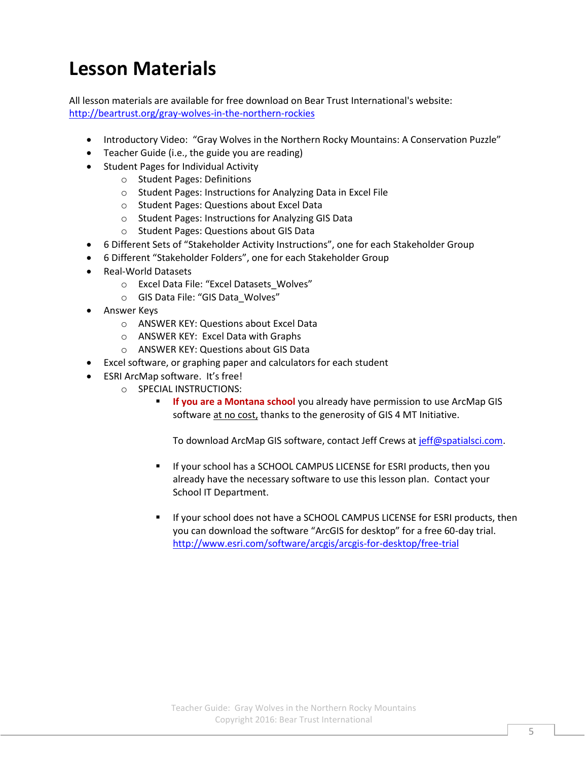# Lesson Materials

All lesson materials are available for free download on Bear Trust International's website: [http://beartrust.org/gray-wolves-in-the-northern-rockies](http://beartrust.org/gray-wolves-in-the-northern-rockies)

- Introductory Video: "Gray Wolves in the Northern Rocky Mountains: A Conservation Puzzle"
- Teacher Guide (i.e., the guide you are reading)
- Student Pages for Individual Activity
  - Student Pages: Definitions
  - Student Pages: Instructions for Analyzing Data in Excel File
  - Student Pages: Questions about Excel Data
  - Student Pages: Instructions for Analyzing GIS Data
  - Student Pages: Questions about GIS Data
- 6 Different Sets of "Stakeholder Activity Instructions", one for each Stakeholder Group
- 6 Different "Stakeholder Folders", one for each Stakeholder Group
- Real-World Datasets
  - Excel Data File: "Excel Datasets_Wolves"
  - GIS Data File: "GIS Data_Wolves"
- Answer Keys
  - ANSWER KEY: Questions about Excel Data
  - ANSWER KEY: Excel Data with Graphs
  - ANSWER KEY: Questions about GIS Data
- Excel software, or graphing paper and calculators for each student
- ESRI ArcMap software. It's free!
  - SPECIAL INSTRUCTIONS:
    - **If you are a Montana school** you already have permission to use ArcMap GIS software at no cost, thanks to the generosity of GIS 4 MT Initiative.

      To download ArcMap GIS software, contact Jeff Crews at [jeff@spatialsci.com](mailto:jeff@spatialsci.com).

    - If your school has a SCHOOL CAMPUS LICENSE for ESRI products, then you already have the necessary software to use this lesson plan. Contact your School IT Department.

    - If your school does not have a SCHOOL CAMPUS LICENSE for ESRI products, then you can download the software "ArcGIS for desktop" for a free 60-day trial. [http://www.esri.com/software/arcgis/arcgis-for-desktop/free-trial](http://www.esri.com/software/arcgis/arcgis-for-desktop/free-trial)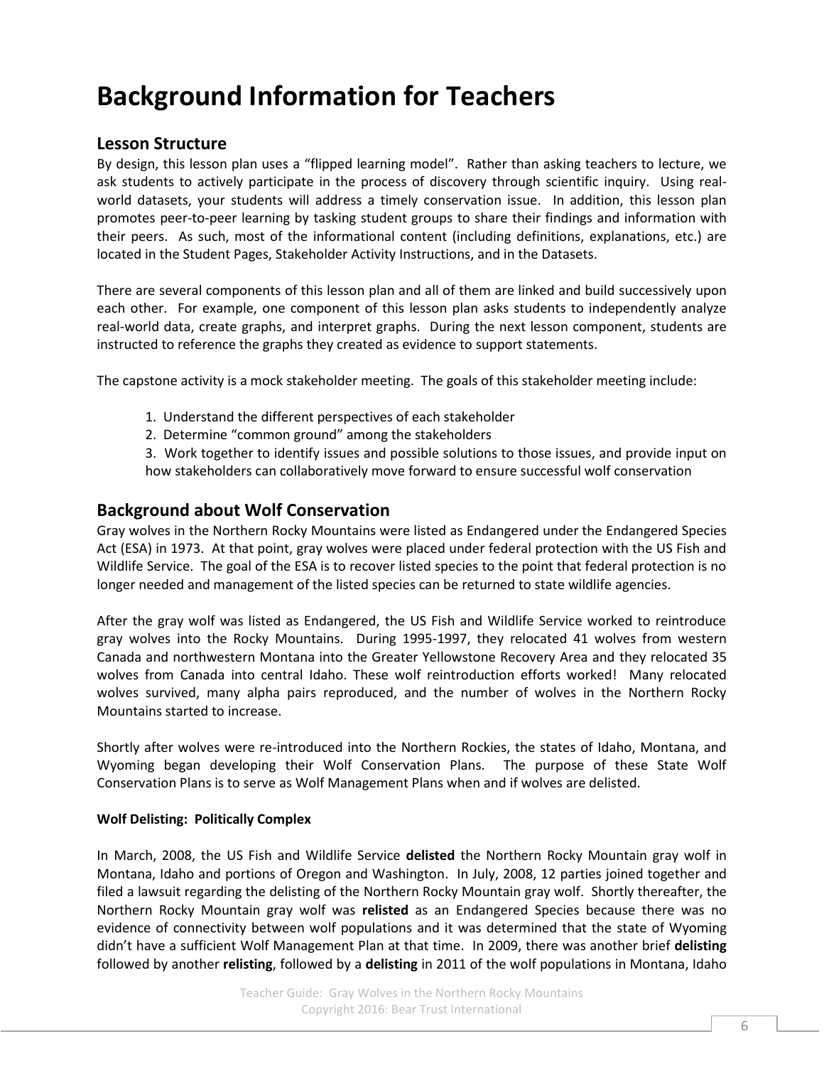# Background Information for Teachers

## Lesson Structure

By design, this lesson plan uses a "flipped learning model". Rather than asking teachers to lecture, we ask students to actively participate in the process of discovery through scientific inquiry. Using real-world datasets, your students will address a timely conservation issue. In addition, this lesson plan promotes peer-to-peer learning by tasking student groups to share their findings and information with their peers. As such, most of the informational content (including definitions, explanations, etc.) are located in the Student Pages, Stakeholder Activity Instructions, and in the Datasets.

There are several components of this lesson plan and all of them are linked and build successively upon each other. For example, one component of this lesson plan asks students to independently analyze real-world data, create graphs, and interpret graphs. During the next lesson component, students are instructed to reference the graphs they created as evidence to support statements.

The capstone activity is a mock stakeholder meeting. The goals of this stakeholder meeting include:

1. Understand the different perspectives of each stakeholder
2. Determine "common ground" among the stakeholders
3. Work together to identify issues and possible solutions to those issues, and provide input on how stakeholders can collaboratively move forward to ensure successful wolf conservation

## Background about Wolf Conservation

Gray wolves in the Northern Rocky Mountains were listed as Endangered under the Endangered Species Act (ESA) in 1973. At that point, gray wolves were placed under federal protection with the US Fish and Wildlife Service. The goal of the ESA is to recover listed species to the point that federal protection is no longer needed and management of the listed species can be returned to state wildlife agencies.

After the gray wolf was listed as Endangered, the US Fish and Wildlife Service worked to reintroduce gray wolves into the Rocky Mountains. During 1995-1997, they relocated 41 wolves from western Canada and northwestern Montana into the Greater Yellowstone Recovery Area and they relocated 35 wolves from Canada into central Idaho. These wolf reintroduction efforts worked! Many relocated wolves survived, many alpha pairs reproduced, and the number of wolves in the Northern Rocky Mountains started to increase.

Shortly after wolves were re-introduced into the Northern Rockies, the states of Idaho, Montana, and Wyoming began developing their Wolf Conservation Plans. The purpose of these State Wolf Conservation Plans is to serve as Wolf Management Plans when and if wolves are delisted.

#### Wolf Delisting: Politically Complex

In March, 2008, the US Fish and Wildlife Service **delisted** the Northern Rocky Mountain gray wolf in Montana, Idaho and portions of Oregon and Washington. In July, 2008, 12 parties joined together and filed a lawsuit regarding the delisting of the Northern Rocky Mountain gray wolf. Shortly thereafter, the Northern Rocky Mountain gray wolf was **relisted** as an Endangered Species because there was no evidence of connectivity between wolf populations and it was determined that the state of Wyoming didn't have a sufficient Wolf Management Plan at that time. In 2009, there was another brief **delisting** followed by another **relisting**, followed by a **delisting** in 2011 of the wolf populations in Montana, Idaho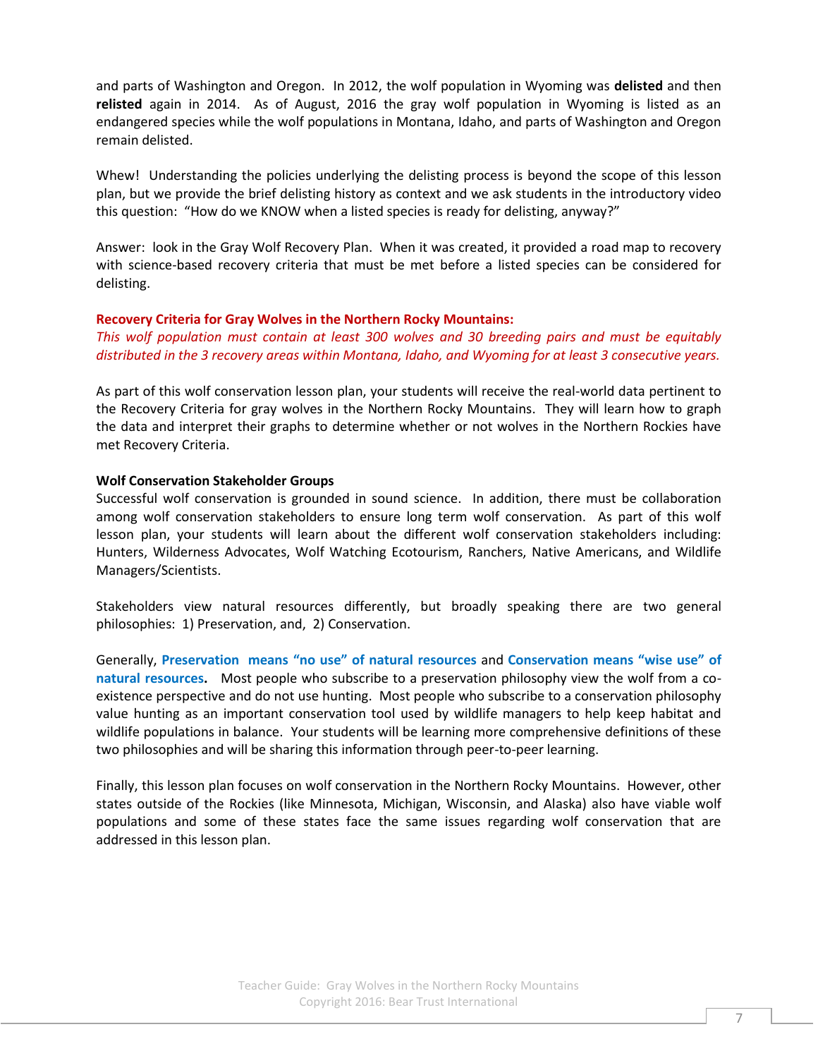and parts of Washington and Oregon. In 2012, the wolf population in Wyoming was **delisted** and then **relisted** again in 2014. As of August, 2016 the gray wolf population in Wyoming is listed as an endangered species while the wolf populations in Montana, Idaho, and parts of Washington and Oregon remain delisted.

Whew! Understanding the policies underlying the delisting process is beyond the scope of this lesson plan, but we provide the brief delisting history as context and we ask students in the introductory video this question: "How do we KNOW when a listed species is ready for delisting, anyway?"

Answer: look in the Gray Wolf Recovery Plan. When it was created, it provided a road map to recovery with science-based recovery criteria that must be met before a listed species can be considered for delisting.

**Recovery Criteria for Gray Wolves in the Northern Rocky Mountains:**
*This wolf population must contain at least 300 wolves and 30 breeding pairs and must be equitably distributed in the 3 recovery areas within Montana, Idaho, and Wyoming for at least 3 consecutive years.*

As part of this wolf conservation lesson plan, your students will receive the real-world data pertinent to the Recovery Criteria for gray wolves in the Northern Rocky Mountains. They will learn how to graph the data and interpret their graphs to determine whether or not wolves in the Northern Rockies have met Recovery Criteria.

**Wolf Conservation Stakeholder Groups**
Successful wolf conservation is grounded in sound science. In addition, there must be collaboration among wolf conservation stakeholders to ensure long term wolf conservation. As part of this wolf lesson plan, your students will learn about the different wolf conservation stakeholders including: Hunters, Wilderness Advocates, Wolf Watching Ecotourism, Ranchers, Native Americans, and Wildlife Managers/Scientists.

Stakeholders view natural resources differently, but broadly speaking there are two general philosophies: 1) Preservation, and, 2) Conservation.

Generally, **Preservation means "no use" of natural resources** and **Conservation means "wise use" of natural resources.** Most people who subscribe to a preservation philosophy view the wolf from a co-existence perspective and do not use hunting. Most people who subscribe to a conservation philosophy value hunting as an important conservation tool used by wildlife managers to help keep habitat and wildlife populations in balance. Your students will be learning more comprehensive definitions of these two philosophies and will be sharing this information through peer-to-peer learning.

Finally, this lesson plan focuses on wolf conservation in the Northern Rocky Mountains. However, other states outside of the Rockies (like Minnesota, Michigan, Wisconsin, and Alaska) also have viable wolf populations and some of these states face the same issues regarding wolf conservation that are addressed in this lesson plan.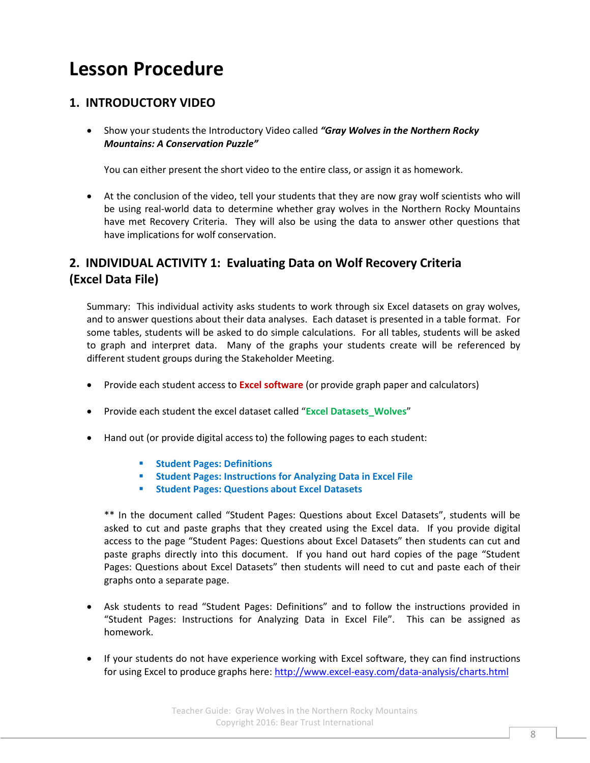# Lesson Procedure

## 1. INTRODUCTORY VIDEO

- Show your students the Introductory Video called ***"Gray Wolves in the Northern Rocky Mountains: A Conservation Puzzle"***

  You can either present the short video to the entire class, or assign it as homework.

- At the conclusion of the video, tell your students that they are now gray wolf scientists who will be using real-world data to determine whether gray wolves in the Northern Rocky Mountains have met Recovery Criteria. They will also be using the data to answer other questions that have implications for wolf conservation.

## 2. INDIVIDUAL ACTIVITY 1: Evaluating Data on Wolf Recovery Criteria (Excel Data File)

Summary: This individual activity asks students to work through six Excel datasets on gray wolves, and to answer questions about their data analyses. Each dataset is presented in a table format. For some tables, students will be asked to do simple calculations. For all tables, students will be asked to graph and interpret data. Many of the graphs your students create will be referenced by different student groups during the Stakeholder Meeting.

- Provide each student access to **Excel software** (or provide graph paper and calculators)

- Provide each student the excel dataset called "**Excel Datasets_Wolves**"

- Hand out (or provide digital access to) the following pages to each student:

  - **Student Pages: Definitions**
  - **Student Pages: Instructions for Analyzing Data in Excel File**
  - **Student Pages: Questions about Excel Datasets**

  ** In the document called "Student Pages: Questions about Excel Datasets", students will be asked to cut and paste graphs that they created using the Excel data. If you provide digital access to the page "Student Pages: Questions about Excel Datasets" then students can cut and paste graphs directly into this document. If you hand out hard copies of the page "Student Pages: Questions about Excel Datasets" then students will need to cut and paste each of their graphs onto a separate page.

- Ask students to read "Student Pages: Definitions" and to follow the instructions provided in "Student Pages: Instructions for Analyzing Data in Excel File". This can be assigned as homework.

- If your students do not have experience working with Excel software, they can find instructions for using Excel to produce graphs here: http://www.excel-easy.com/data-analysis/charts.html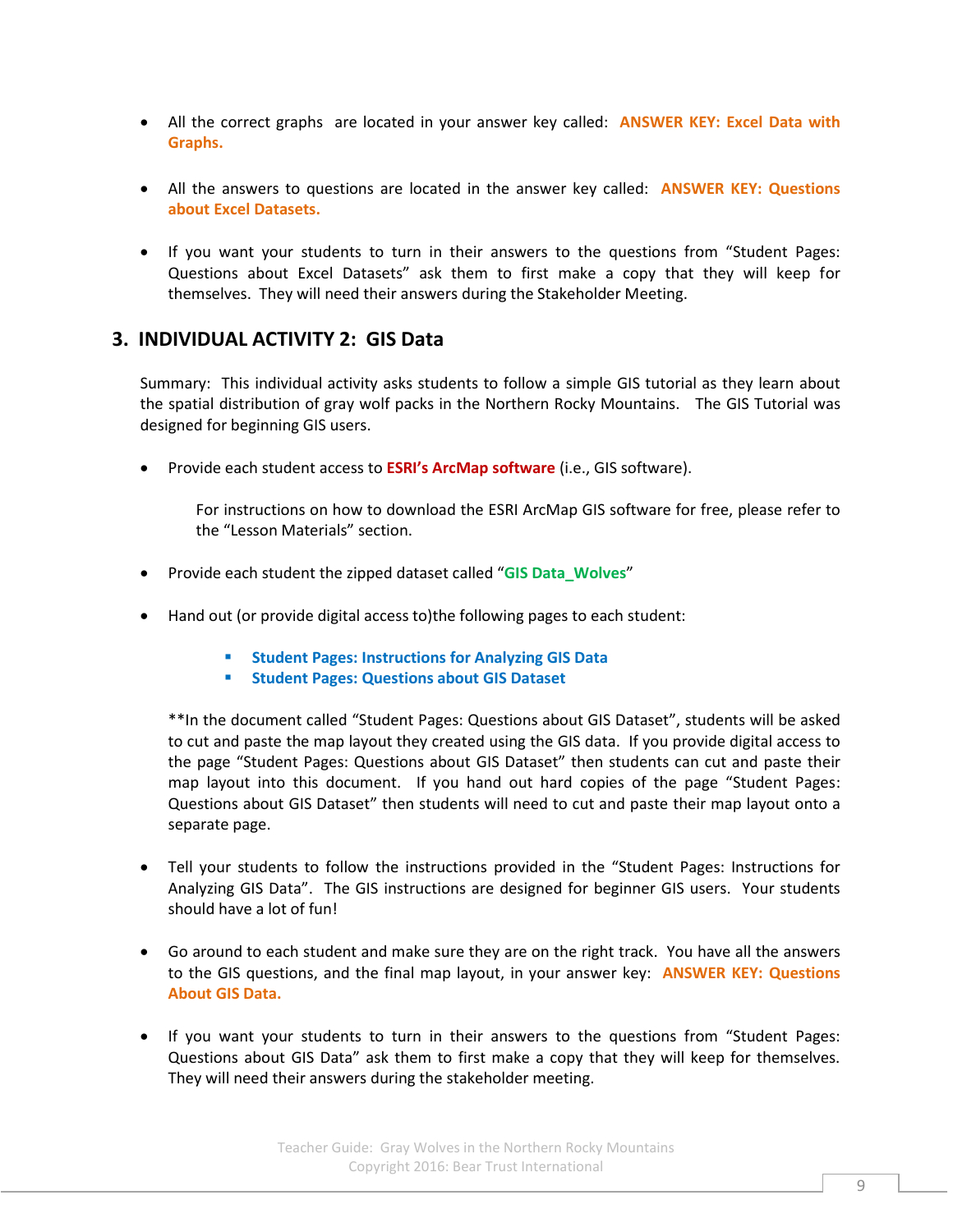- All the correct graphs are located in your answer key called: **ANSWER KEY: Excel Data with Graphs.**

- All the answers to questions are located in the answer key called: **ANSWER KEY: Questions about Excel Datasets.**

- If you want your students to turn in their answers to the questions from "Student Pages: Questions about Excel Datasets" ask them to first make a copy that they will keep for themselves. They will need their answers during the Stakeholder Meeting.

## 3. INDIVIDUAL ACTIVITY 2: GIS Data

Summary: This individual activity asks students to follow a simple GIS tutorial as they learn about the spatial distribution of gray wolf packs in the Northern Rocky Mountains. The GIS Tutorial was designed for beginning GIS users.

- Provide each student access to **ESRI's ArcMap software** (i.e., GIS software).

  For instructions on how to download the ESRI ArcMap GIS software for free, please refer to the "Lesson Materials" section.

- Provide each student the zipped dataset called "**GIS Data_Wolves**"

- Hand out (or provide digital access to)the following pages to each student:

  - **Student Pages: Instructions for Analyzing GIS Data**
  - **Student Pages: Questions about GIS Dataset**

  **In the document called "Student Pages: Questions about GIS Dataset", students will be asked to cut and paste the map layout they created using the GIS data. If you provide digital access to the page "Student Pages: Questions about GIS Dataset" then students can cut and paste their map layout into this document. If you hand out hard copies of the page "Student Pages: Questions about GIS Dataset" then students will need to cut and paste their map layout onto a separate page.

- Tell your students to follow the instructions provided in the "Student Pages: Instructions for Analyzing GIS Data". The GIS instructions are designed for beginner GIS users. Your students should have a lot of fun!

- Go around to each student and make sure they are on the right track. You have all the answers to the GIS questions, and the final map layout, in your answer key: **ANSWER KEY: Questions About GIS Data.**

- If you want your students to turn in their answers to the questions from "Student Pages: Questions about GIS Data" ask them to first make a copy that they will keep for themselves. They will need their answers during the stakeholder meeting.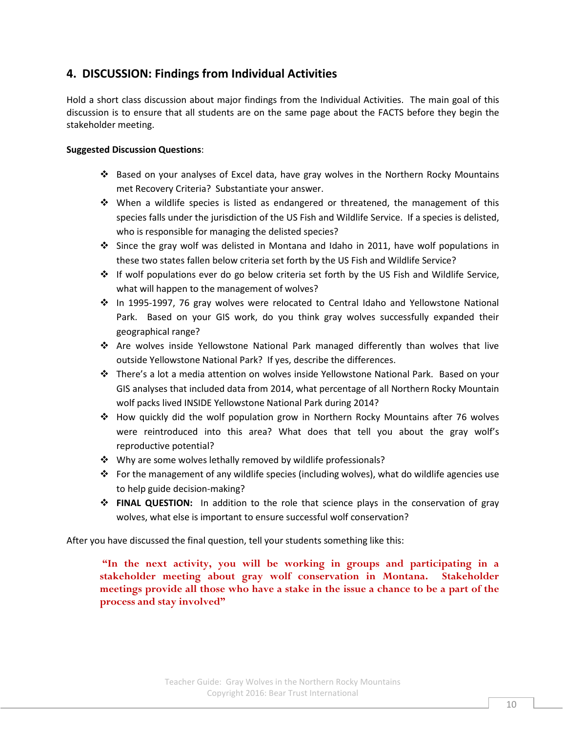## 4. DISCUSSION: Findings from Individual Activities

Hold a short class discussion about major findings from the Individual Activities. The main goal of this discussion is to ensure that all students are on the same page about the FACTS before they begin the stakeholder meeting.

**Suggested Discussion Questions**:

- Based on your analyses of Excel data, have gray wolves in the Northern Rocky Mountains met Recovery Criteria? Substantiate your answer.
- When a wildlife species is listed as endangered or threatened, the management of this species falls under the jurisdiction of the US Fish and Wildlife Service. If a species is delisted, who is responsible for managing the delisted species?
- Since the gray wolf was delisted in Montana and Idaho in 2011, have wolf populations in these two states fallen below criteria set forth by the US Fish and Wildlife Service?
- If wolf populations ever do go below criteria set forth by the US Fish and Wildlife Service, what will happen to the management of wolves?
- In 1995-1997, 76 gray wolves were relocated to Central Idaho and Yellowstone National Park. Based on your GIS work, do you think gray wolves successfully expanded their geographical range?
- Are wolves inside Yellowstone National Park managed differently than wolves that live outside Yellowstone National Park? If yes, describe the differences.
- There's a lot a media attention on wolves inside Yellowstone National Park. Based on your GIS analyses that included data from 2014, what percentage of all Northern Rocky Mountain wolf packs lived INSIDE Yellowstone National Park during 2014?
- How quickly did the wolf population grow in Northern Rocky Mountains after 76 wolves were reintroduced into this area? What does that tell you about the gray wolf's reproductive potential?
- Why are some wolves lethally removed by wildlife professionals?
- For the management of any wildlife species (including wolves), what do wildlife agencies use to help guide decision-making?
- **FINAL QUESTION:** In addition to the role that science plays in the conservation of gray wolves, what else is important to ensure successful wolf conservation?

After you have discussed the final question, tell your students something like this:

> **"In the next activity, you will be working in groups and participating in a stakeholder meeting about gray wolf conservation in Montana. Stakeholder meetings provide all those who have a stake in the issue a chance to be a part of the process and stay involved"**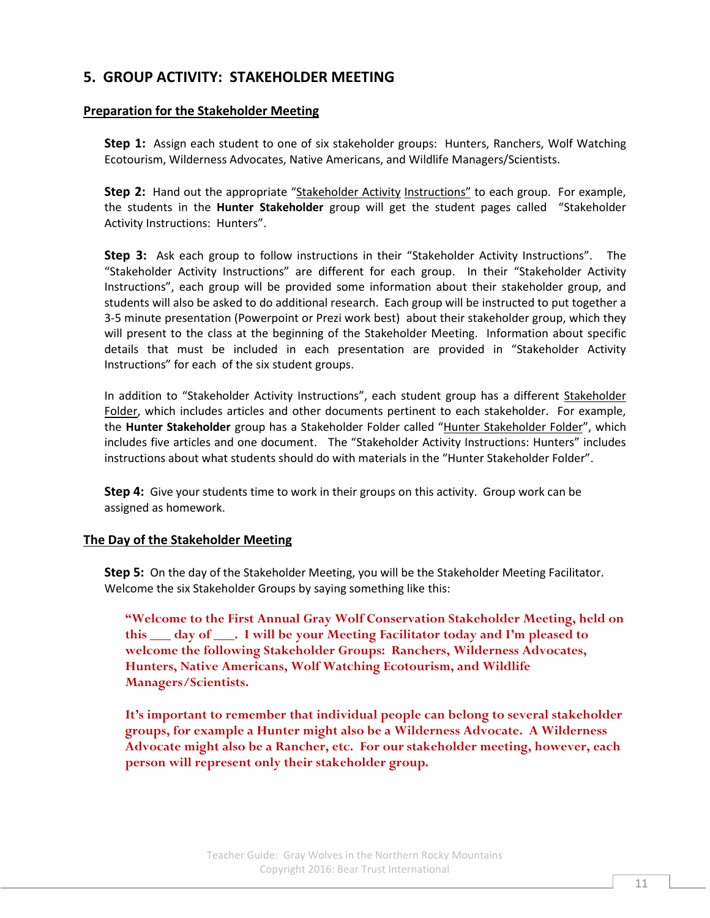## 5. GROUP ACTIVITY: STAKEHOLDER MEETING

### Preparation for the Stakeholder Meeting

**Step 1:** Assign each student to one of six stakeholder groups: Hunters, Ranchers, Wolf Watching Ecotourism, Wilderness Advocates, Native Americans, and Wildlife Managers/Scientists.

**Step 2:** Hand out the appropriate "Stakeholder Activity Instructions" to each group. For example, the students in the **Hunter Stakeholder** group will get the student pages called "Stakeholder Activity Instructions: Hunters".

**Step 3:** Ask each group to follow instructions in their "Stakeholder Activity Instructions". The "Stakeholder Activity Instructions" are different for each group. In their "Stakeholder Activity Instructions", each group will be provided some information about their stakeholder group, and students will also be asked to do additional research. Each group will be instructed to put together a 3-5 minute presentation (Powerpoint or Prezi work best) about their stakeholder group, which they will present to the class at the beginning of the Stakeholder Meeting. Information about specific details that must be included in each presentation are provided in "Stakeholder Activity Instructions" for each of the six student groups.

In addition to "Stakeholder Activity Instructions", each student group has a different Stakeholder Folder, which includes articles and other documents pertinent to each stakeholder. For example, the **Hunter Stakeholder** group has a Stakeholder Folder called "Hunter Stakeholder Folder", which includes five articles and one document. The "Stakeholder Activity Instructions: Hunters" includes instructions about what students should do with materials in the "Hunter Stakeholder Folder".

**Step 4:** Give your students time to work in their groups on this activity. Group work can be assigned as homework.

### The Day of the Stakeholder Meeting

**Step 5:** On the day of the Stakeholder Meeting, you will be the Stakeholder Meeting Facilitator. Welcome the six Stakeholder Groups by saying something like this:

> **"Welcome to the First Annual Gray Wolf Conservation Stakeholder Meeting, held on this \_\_\_ day of \_\_\_. I will be your Meeting Facilitator today and I'm pleased to welcome the following Stakeholder Groups: Ranchers, Wilderness Advocates, Hunters, Native Americans, Wolf Watching Ecotourism, and Wildlife Managers/Scientists.**
>
> **It's important to remember that individual people can belong to several stakeholder groups, for example a Hunter might also be a Wilderness Advocate. A Wilderness Advocate might also be a Rancher, etc. For our stakeholder meeting, however, each person will represent only their stakeholder group.**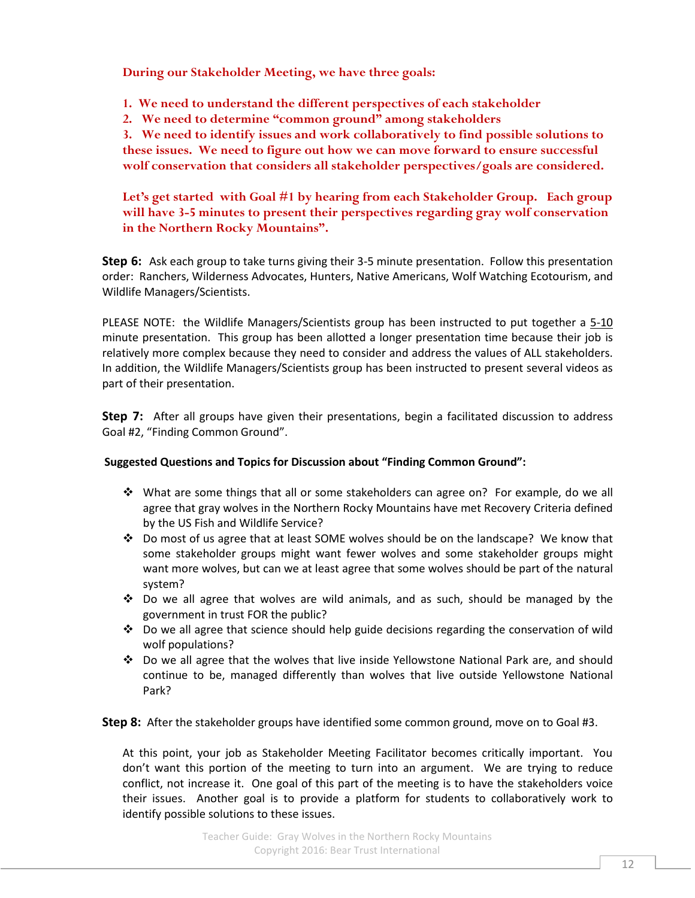**During our Stakeholder Meeting, we have three goals:**

**1. We need to understand the different perspectives of each stakeholder**
**2. We need to determine "common ground" among stakeholders**
**3. We need to identify issues and work collaboratively to find possible solutions to these issues. We need to figure out how we can move forward to ensure successful wolf conservation that considers all stakeholder perspectives/goals are considered.**

**Let's get started with Goal #1 by hearing from each Stakeholder Group. Each group will have 3-5 minutes to present their perspectives regarding gray wolf conservation in the Northern Rocky Mountains".**

**Step 6:** Ask each group to take turns giving their 3-5 minute presentation. Follow this presentation order: Ranchers, Wilderness Advocates, Hunters, Native Americans, Wolf Watching Ecotourism, and Wildlife Managers/Scientists.

PLEASE NOTE: the Wildlife Managers/Scientists group has been instructed to put together a 5-10 minute presentation. This group has been allotted a longer presentation time because their job is relatively more complex because they need to consider and address the values of ALL stakeholders. In addition, the Wildlife Managers/Scientists group has been instructed to present several videos as part of their presentation.

**Step 7:** After all groups have given their presentations, begin a facilitated discussion to address Goal #2, "Finding Common Ground".

**Suggested Questions and Topics for Discussion about "Finding Common Ground":**

- What are some things that all or some stakeholders can agree on? For example, do we all agree that gray wolves in the Northern Rocky Mountains have met Recovery Criteria defined by the US Fish and Wildlife Service?
- Do most of us agree that at least SOME wolves should be on the landscape? We know that some stakeholder groups might want fewer wolves and some stakeholder groups might want more wolves, but can we at least agree that some wolves should be part of the natural system?
- Do we all agree that wolves are wild animals, and as such, should be managed by the government in trust FOR the public?
- Do we all agree that science should help guide decisions regarding the conservation of wild wolf populations?
- Do we all agree that the wolves that live inside Yellowstone National Park are, and should continue to be, managed differently than wolves that live outside Yellowstone National Park?

**Step 8:** After the stakeholder groups have identified some common ground, move on to Goal #3.

At this point, your job as Stakeholder Meeting Facilitator becomes critically important. You don't want this portion of the meeting to turn into an argument. We are trying to reduce conflict, not increase it. One goal of this part of the meeting is to have the stakeholders voice their issues. Another goal is to provide a platform for students to collaboratively work to identify possible solutions to these issues.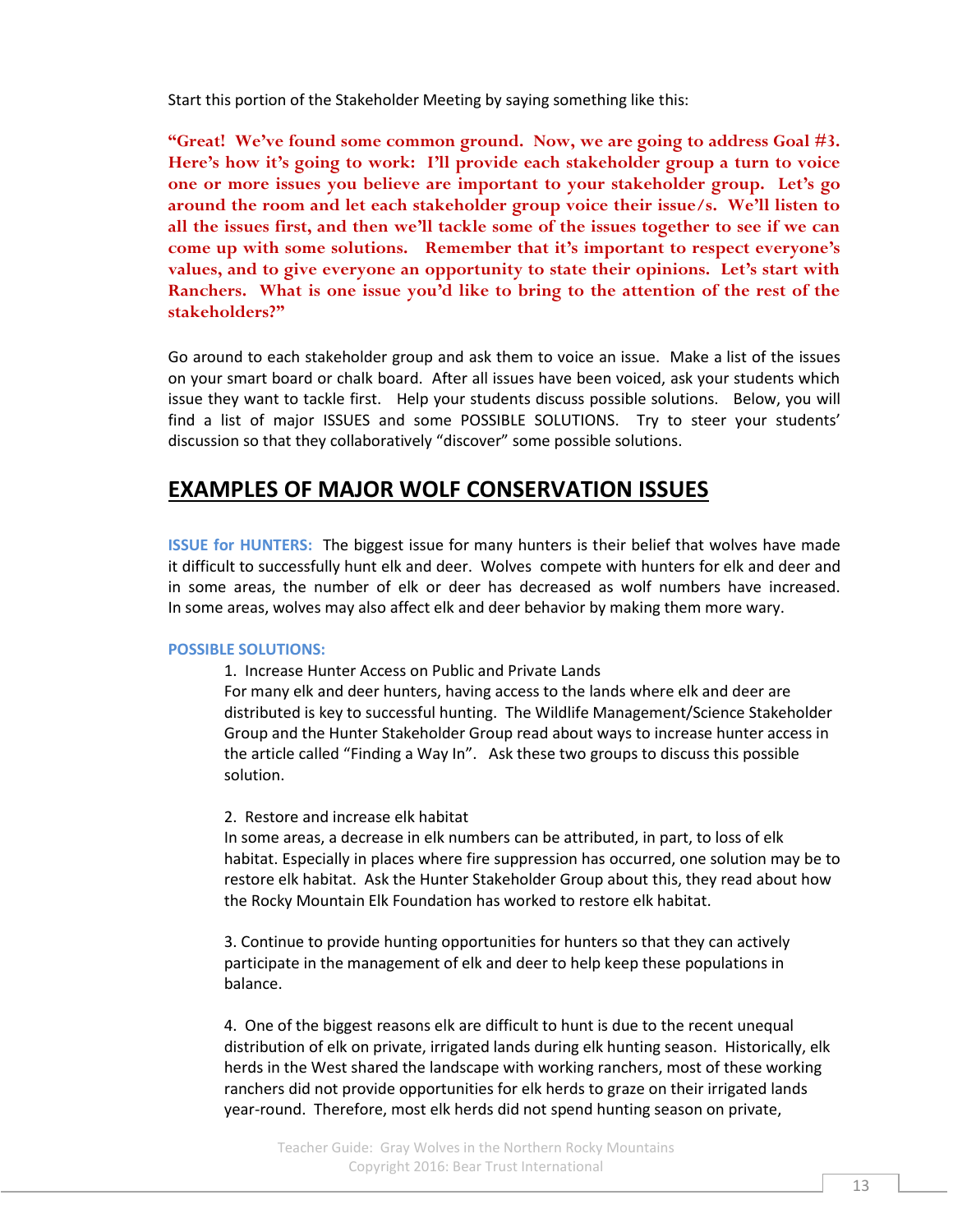Start this portion of the Stakeholder Meeting by saying something like this:

**"Great! We've found some common ground. Now, we are going to address Goal #3. Here's how it's going to work: I'll provide each stakeholder group a turn to voice one or more issues you believe are important to your stakeholder group. Let's go around the room and let each stakeholder group voice their issue/s. We'll listen to all the issues first, and then we'll tackle some of the issues together to see if we can come up with some solutions. Remember that it's important to respect everyone's values, and to give everyone an opportunity to state their opinions. Let's start with Ranchers. What is one issue you'd like to bring to the attention of the rest of the stakeholders?"**

Go around to each stakeholder group and ask them to voice an issue. Make a list of the issues on your smart board or chalk board. After all issues have been voiced, ask your students which issue they want to tackle first. Help your students discuss possible solutions. Below, you will find a list of major ISSUES and some POSSIBLE SOLUTIONS. Try to steer your students' discussion so that they collaboratively "discover" some possible solutions.

## EXAMPLES OF MAJOR WOLF CONSERVATION ISSUES

**ISSUE for HUNTERS:** The biggest issue for many hunters is their belief that wolves have made it difficult to successfully hunt elk and deer. Wolves compete with hunters for elk and deer and in some areas, the number of elk or deer has decreased as wolf numbers have increased. In some areas, wolves may also affect elk and deer behavior by making them more wary.

**POSSIBLE SOLUTIONS:**

1. Increase Hunter Access on Public and Private Lands
For many elk and deer hunters, having access to the lands where elk and deer are distributed is key to successful hunting. The Wildlife Management/Science Stakeholder Group and the Hunter Stakeholder Group read about ways to increase hunter access in the article called "Finding a Way In". Ask these two groups to discuss this possible solution.

2. Restore and increase elk habitat
In some areas, a decrease in elk numbers can be attributed, in part, to loss of elk habitat. Especially in places where fire suppression has occurred, one solution may be to restore elk habitat. Ask the Hunter Stakeholder Group about this, they read about how the Rocky Mountain Elk Foundation has worked to restore elk habitat.

3. Continue to provide hunting opportunities for hunters so that they can actively participate in the management of elk and deer to help keep these populations in balance.

4. One of the biggest reasons elk are difficult to hunt is due to the recent unequal distribution of elk on private, irrigated lands during elk hunting season. Historically, elk herds in the West shared the landscape with working ranchers, most of these working ranchers did not provide opportunities for elk herds to graze on their irrigated lands year-round. Therefore, most elk herds did not spend hunting season on private,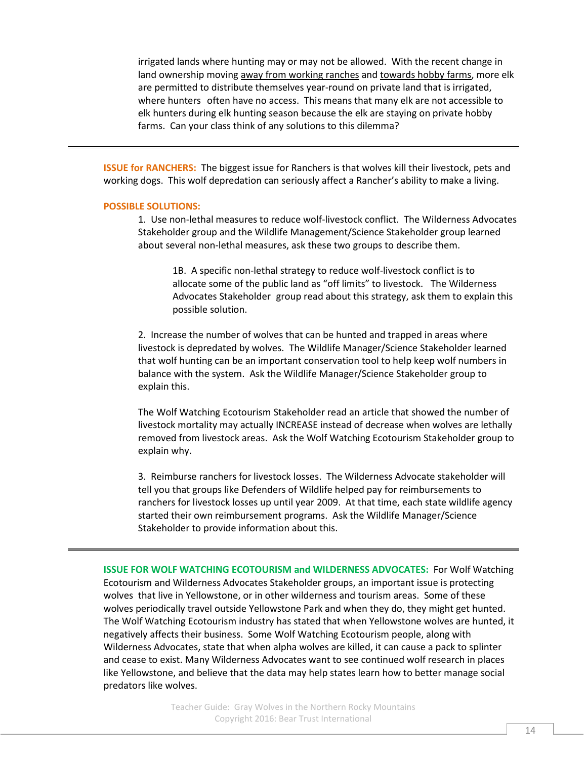irrigated lands where hunting may or may not be allowed. With the recent change in land ownership moving away from working ranches and towards hobby farms, more elk are permitted to distribute themselves year-round on private land that is irrigated, where hunters often have no access. This means that many elk are not accessible to elk hunters during elk hunting season because the elk are staying on private hobby farms. Can your class think of any solutions to this dilemma?

---

**ISSUE for RANCHERS:** The biggest issue for Ranchers is that wolves kill their livestock, pets and working dogs. This wolf depredation can seriously affect a Rancher's ability to make a living.

**POSSIBLE SOLUTIONS:**

1. Use non-lethal measures to reduce wolf-livestock conflict. The Wilderness Advocates Stakeholder group and the Wildlife Management/Science Stakeholder group learned about several non-lethal measures, ask these two groups to describe them.

    1B. A specific non-lethal strategy to reduce wolf-livestock conflict is to allocate some of the public land as "off limits" to livestock. The Wilderness Advocates Stakeholder group read about this strategy, ask them to explain this possible solution.

2. Increase the number of wolves that can be hunted and trapped in areas where livestock is depredated by wolves. The Wildlife Manager/Science Stakeholder learned that wolf hunting can be an important conservation tool to help keep wolf numbers in balance with the system. Ask the Wildlife Manager/Science Stakeholder group to explain this.

    The Wolf Watching Ecotourism Stakeholder read an article that showed the number of livestock mortality may actually INCREASE instead of decrease when wolves are lethally removed from livestock areas. Ask the Wolf Watching Ecotourism Stakeholder group to explain why.

3. Reimburse ranchers for livestock losses. The Wilderness Advocate stakeholder will tell you that groups like Defenders of Wildlife helped pay for reimbursements to ranchers for livestock losses up until year 2009. At that time, each state wildlife agency started their own reimbursement programs. Ask the Wildlife Manager/Science Stakeholder to provide information about this.

---

**ISSUE FOR WOLF WATCHING ECOTOURISM and WILDERNESS ADVOCATES:** For Wolf Watching Ecotourism and Wilderness Advocates Stakeholder groups, an important issue is protecting wolves that live in Yellowstone, or in other wilderness and tourism areas. Some of these wolves periodically travel outside Yellowstone Park and when they do, they might get hunted. The Wolf Watching Ecotourism industry has stated that when Yellowstone wolves are hunted, it negatively affects their business. Some Wolf Watching Ecotourism people, along with Wilderness Advocates, state that when alpha wolves are killed, it can cause a pack to splinter and cease to exist. Many Wilderness Advocates want to see continued wolf research in places like Yellowstone, and believe that the data may help states learn how to better manage social predators like wolves.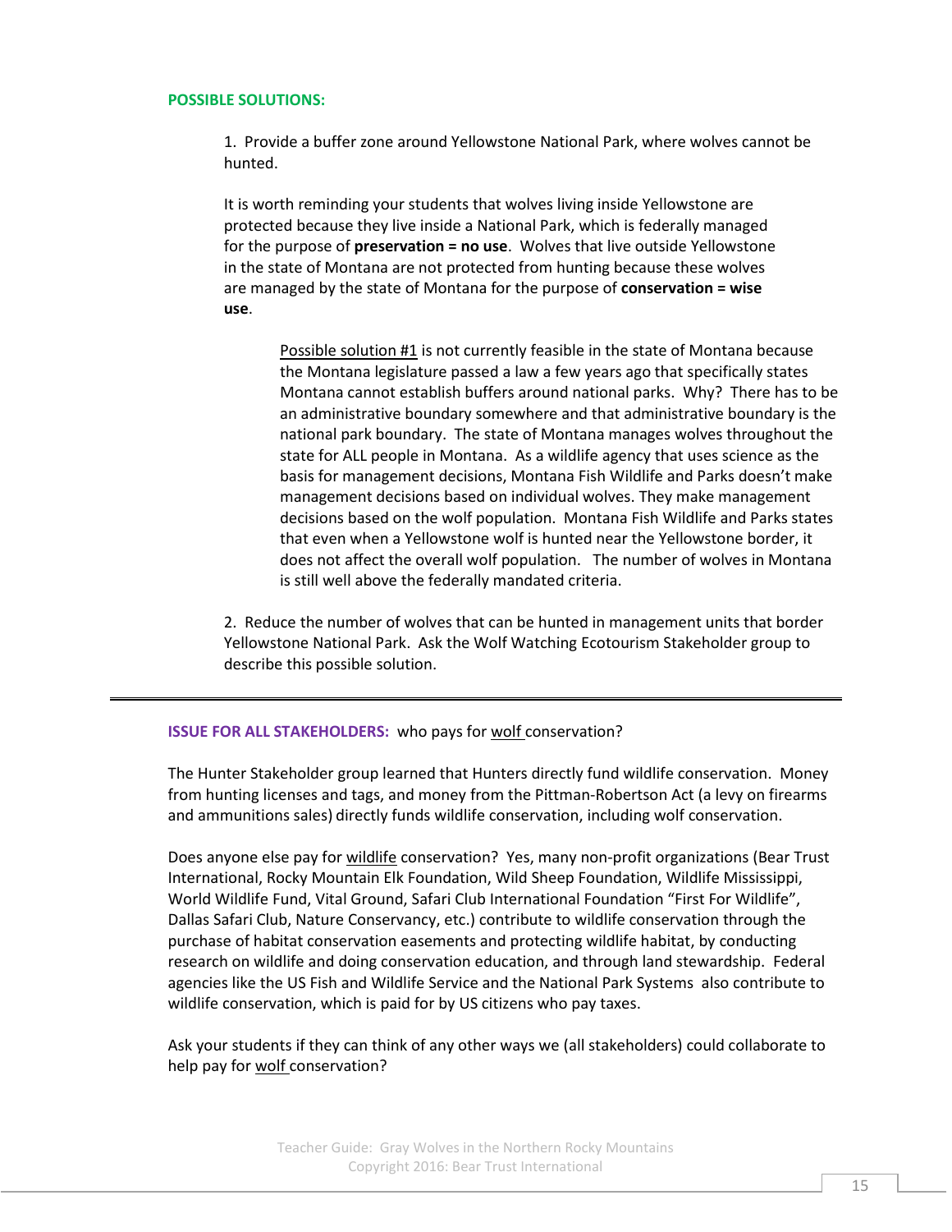**POSSIBLE SOLUTIONS:**

1. Provide a buffer zone around Yellowstone National Park, where wolves cannot be hunted.

It is worth reminding your students that wolves living inside Yellowstone are protected because they live inside a National Park, which is federally managed for the purpose of **preservation = no use**. Wolves that live outside Yellowstone in the state of Montana are not protected from hunting because these wolves are managed by the state of Montana for the purpose of **conservation = wise use**.

> Possible solution #1 is not currently feasible in the state of Montana because the Montana legislature passed a law a few years ago that specifically states Montana cannot establish buffers around national parks. Why? There has to be an administrative boundary somewhere and that administrative boundary is the national park boundary. The state of Montana manages wolves throughout the state for ALL people in Montana. As a wildlife agency that uses science as the basis for management decisions, Montana Fish Wildlife and Parks doesn't make management decisions based on individual wolves. They make management decisions based on the wolf population. Montana Fish Wildlife and Parks states that even when a Yellowstone wolf is hunted near the Yellowstone border, it does not affect the overall wolf population. The number of wolves in Montana is still well above the federally mandated criteria.

2. Reduce the number of wolves that can be hunted in management units that border Yellowstone National Park. Ask the Wolf Watching Ecotourism Stakeholder group to describe this possible solution.

---

**ISSUE FOR ALL STAKEHOLDERS:** who pays for wolf conservation?

The Hunter Stakeholder group learned that Hunters directly fund wildlife conservation. Money from hunting licenses and tags, and money from the Pittman-Robertson Act (a levy on firearms and ammunitions sales) directly funds wildlife conservation, including wolf conservation.

Does anyone else pay for wildlife conservation? Yes, many non-profit organizations (Bear Trust International, Rocky Mountain Elk Foundation, Wild Sheep Foundation, Wildlife Mississippi, World Wildlife Fund, Vital Ground, Safari Club International Foundation "First For Wildlife", Dallas Safari Club, Nature Conservancy, etc.) contribute to wildlife conservation through the purchase of habitat conservation easements and protecting wildlife habitat, by conducting research on wildlife and doing conservation education, and through land stewardship. Federal agencies like the US Fish and Wildlife Service and the National Park Systems also contribute to wildlife conservation, which is paid for by US citizens who pay taxes.

Ask your students if they can think of any other ways we (all stakeholders) could collaborate to help pay for wolf conservation?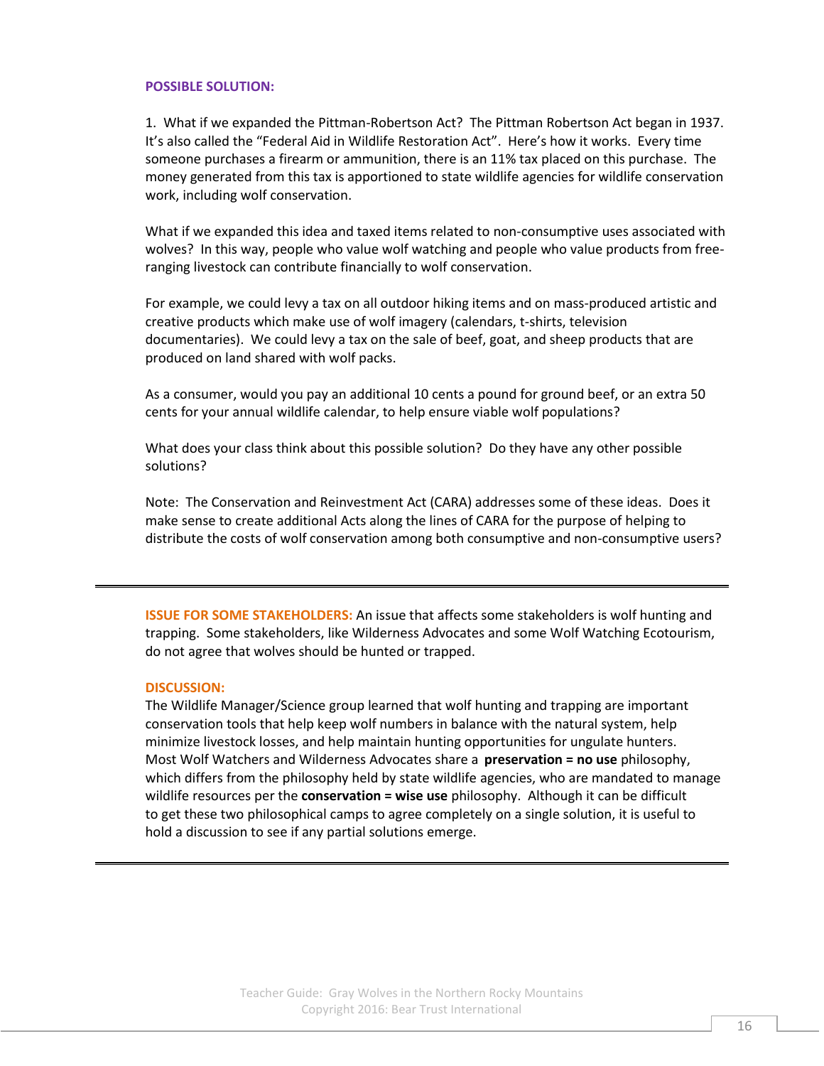**POSSIBLE SOLUTION:**

1. What if we expanded the Pittman-Robertson Act? The Pittman Robertson Act began in 1937. It's also called the "Federal Aid in Wildlife Restoration Act". Here's how it works. Every time someone purchases a firearm or ammunition, there is an 11% tax placed on this purchase. The money generated from this tax is apportioned to state wildlife agencies for wildlife conservation work, including wolf conservation.

What if we expanded this idea and taxed items related to non-consumptive uses associated with wolves? In this way, people who value wolf watching and people who value products from free-ranging livestock can contribute financially to wolf conservation.

For example, we could levy a tax on all outdoor hiking items and on mass-produced artistic and creative products which make use of wolf imagery (calendars, t-shirts, television documentaries). We could levy a tax on the sale of beef, goat, and sheep products that are produced on land shared with wolf packs.

As a consumer, would you pay an additional 10 cents a pound for ground beef, or an extra 50 cents for your annual wildlife calendar, to help ensure viable wolf populations?

What does your class think about this possible solution? Do they have any other possible solutions?

Note: The Conservation and Reinvestment Act (CARA) addresses some of these ideas. Does it make sense to create additional Acts along the lines of CARA for the purpose of helping to distribute the costs of wolf conservation among both consumptive and non-consumptive users?

---

**ISSUE FOR SOME STAKEHOLDERS:** An issue that affects some stakeholders is wolf hunting and trapping. Some stakeholders, like Wilderness Advocates and some Wolf Watching Ecotourism, do not agree that wolves should be hunted or trapped.

**DISCUSSION:**

The Wildlife Manager/Science group learned that wolf hunting and trapping are important conservation tools that help keep wolf numbers in balance with the natural system, help minimize livestock losses, and help maintain hunting opportunities for ungulate hunters. Most Wolf Watchers and Wilderness Advocates share a **preservation = no use** philosophy, which differs from the philosophy held by state wildlife agencies, who are mandated to manage wildlife resources per the **conservation = wise use** philosophy. Although it can be difficult to get these two philosophical camps to agree completely on a single solution, it is useful to hold a discussion to see if any partial solutions emerge.

---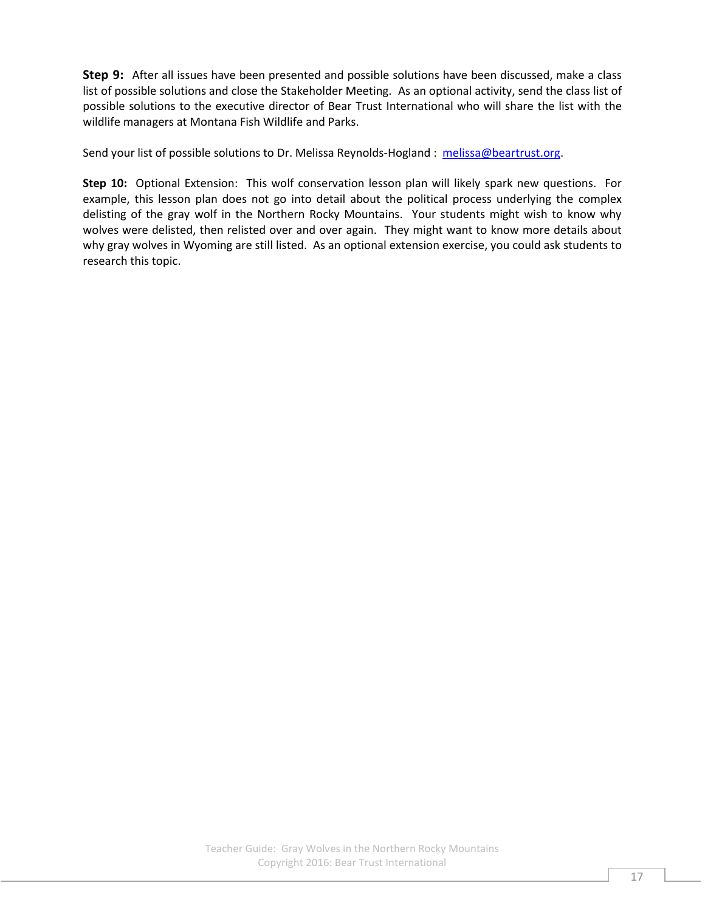**Step 9:** After all issues have been presented and possible solutions have been discussed, make a class list of possible solutions and close the Stakeholder Meeting. As an optional activity, send the class list of possible solutions to the executive director of Bear Trust International who will share the list with the wildlife managers at Montana Fish Wildlife and Parks.

Send your list of possible solutions to Dr. Melissa Reynolds-Hogland : melissa@beartrust.org.

**Step 10:** Optional Extension: This wolf conservation lesson plan will likely spark new questions. For example, this lesson plan does not go into detail about the political process underlying the complex delisting of the gray wolf in the Northern Rocky Mountains. Your students might wish to know why wolves were delisted, then relisted over and over again. They might want to know more details about why gray wolves in Wyoming are still listed. As an optional extension exercise, you could ask students to research this topic.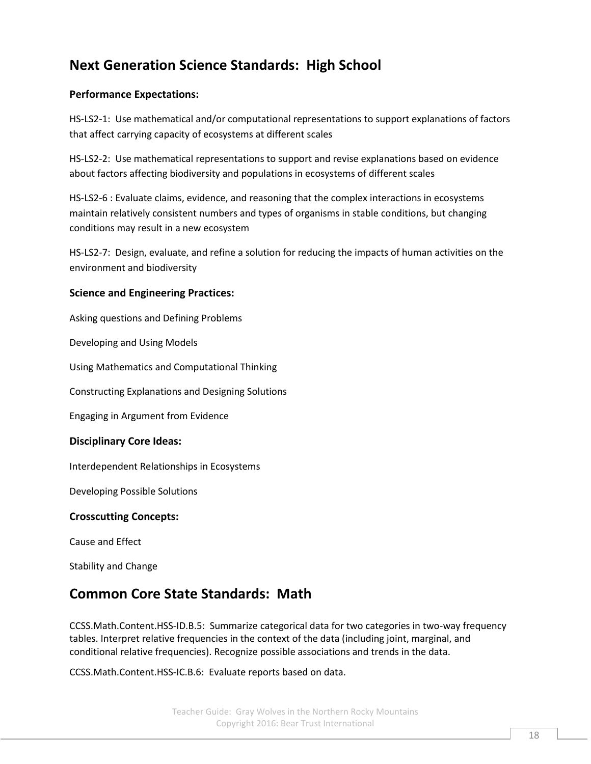## Next Generation Science Standards: High School

### Performance Expectations:

HS-LS2-1: Use mathematical and/or computational representations to support explanations of factors that affect carrying capacity of ecosystems at different scales

HS-LS2-2: Use mathematical representations to support and revise explanations based on evidence about factors affecting biodiversity and populations in ecosystems of different scales

HS-LS2-6 : Evaluate claims, evidence, and reasoning that the complex interactions in ecosystems maintain relatively consistent numbers and types of organisms in stable conditions, but changing conditions may result in a new ecosystem

HS-LS2-7: Design, evaluate, and refine a solution for reducing the impacts of human activities on the environment and biodiversity

### Science and Engineering Practices:

Asking questions and Defining Problems

Developing and Using Models

Using Mathematics and Computational Thinking

Constructing Explanations and Designing Solutions

Engaging in Argument from Evidence

### Disciplinary Core Ideas:

Interdependent Relationships in Ecosystems

Developing Possible Solutions

### Crosscutting Concepts:

Cause and Effect

Stability and Change

## Common Core State Standards: Math

CCSS.Math.Content.HSS-ID.B.5: Summarize categorical data for two categories in two-way frequency tables. Interpret relative frequencies in the context of the data (including joint, marginal, and conditional relative frequencies). Recognize possible associations and trends in the data.

CCSS.Math.Content.HSS-IC.B.6: Evaluate reports based on data.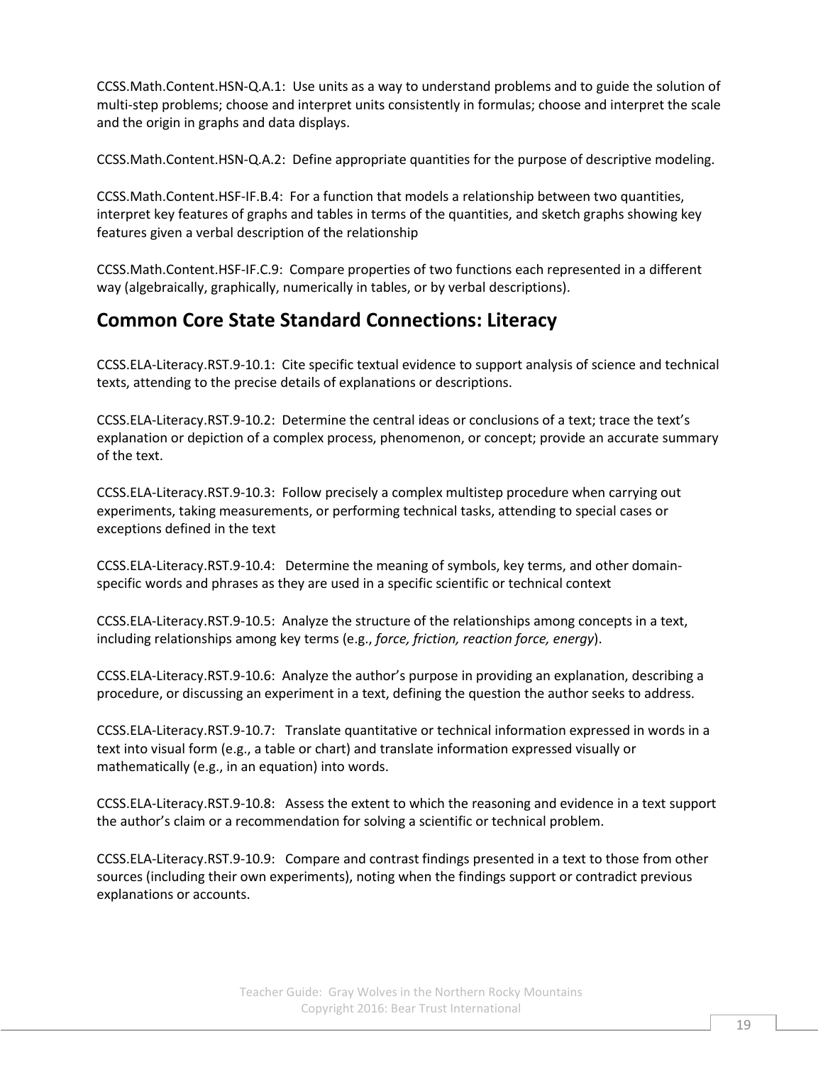CCSS.Math.Content.HSN-Q.A.1: Use units as a way to understand problems and to guide the solution of multi-step problems; choose and interpret units consistently in formulas; choose and interpret the scale and the origin in graphs and data displays.

CCSS.Math.Content.HSN-Q.A.2: Define appropriate quantities for the purpose of descriptive modeling.

CCSS.Math.Content.HSF-IF.B.4: For a function that models a relationship between two quantities, interpret key features of graphs and tables in terms of the quantities, and sketch graphs showing key features given a verbal description of the relationship

CCSS.Math.Content.HSF-IF.C.9: Compare properties of two functions each represented in a different way (algebraically, graphically, numerically in tables, or by verbal descriptions).

## Common Core State Standard Connections: Literacy

CCSS.ELA-Literacy.RST.9-10.1: Cite specific textual evidence to support analysis of science and technical texts, attending to the precise details of explanations or descriptions.

CCSS.ELA-Literacy.RST.9-10.2: Determine the central ideas or conclusions of a text; trace the text's explanation or depiction of a complex process, phenomenon, or concept; provide an accurate summary of the text.

CCSS.ELA-Literacy.RST.9-10.3: Follow precisely a complex multistep procedure when carrying out experiments, taking measurements, or performing technical tasks, attending to special cases or exceptions defined in the text

CCSS.ELA-Literacy.RST.9-10.4: Determine the meaning of symbols, key terms, and other domain-specific words and phrases as they are used in a specific scientific or technical context

CCSS.ELA-Literacy.RST.9-10.5: Analyze the structure of the relationships among concepts in a text, including relationships among key terms (e.g., *force, friction, reaction force, energy*).

CCSS.ELA-Literacy.RST.9-10.6: Analyze the author's purpose in providing an explanation, describing a procedure, or discussing an experiment in a text, defining the question the author seeks to address.

CCSS.ELA-Literacy.RST.9-10.7: Translate quantitative or technical information expressed in words in a text into visual form (e.g., a table or chart) and translate information expressed visually or mathematically (e.g., in an equation) into words.

CCSS.ELA-Literacy.RST.9-10.8: Assess the extent to which the reasoning and evidence in a text support the author's claim or a recommendation for solving a scientific or technical problem.

CCSS.ELA-Literacy.RST.9-10.9: Compare and contrast findings presented in a text to those from other sources (including their own experiments), noting when the findings support or contradict previous explanations or accounts.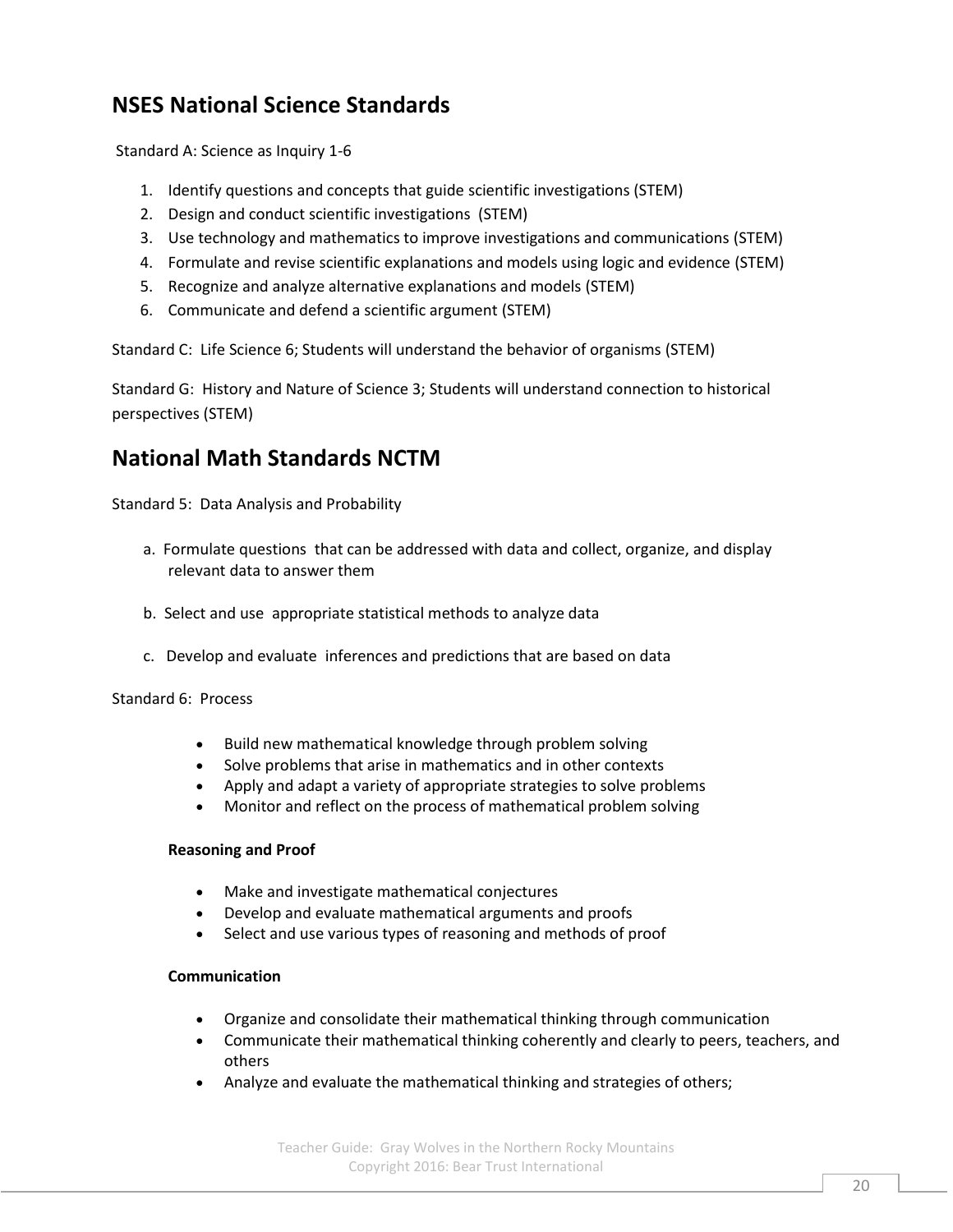## NSES National Science Standards

Standard A: Science as Inquiry 1-6

1. Identify questions and concepts that guide scientific investigations (STEM)
2. Design and conduct scientific investigations (STEM)
3. Use technology and mathematics to improve investigations and communications (STEM)
4. Formulate and revise scientific explanations and models using logic and evidence (STEM)
5. Recognize and analyze alternative explanations and models (STEM)
6. Communicate and defend a scientific argument (STEM)

Standard C: Life Science 6; Students will understand the behavior of organisms (STEM)

Standard G: History and Nature of Science 3; Students will understand connection to historical perspectives (STEM)

## National Math Standards NCTM

Standard 5: Data Analysis and Probability

a. Formulate questions that can be addressed with data and collect, organize, and display relevant data to answer them

b. Select and use appropriate statistical methods to analyze data

c. Develop and evaluate inferences and predictions that are based on data

Standard 6: Process

- Build new mathematical knowledge through problem solving
- Solve problems that arise in mathematics and in other contexts
- Apply and adapt a variety of appropriate strategies to solve problems
- Monitor and reflect on the process of mathematical problem solving

**Reasoning and Proof**

- Make and investigate mathematical conjectures
- Develop and evaluate mathematical arguments and proofs
- Select and use various types of reasoning and methods of proof

**Communication**

- Organize and consolidate their mathematical thinking through communication
- Communicate their mathematical thinking coherently and clearly to peers, teachers, and others
- Analyze and evaluate the mathematical thinking and strategies of others;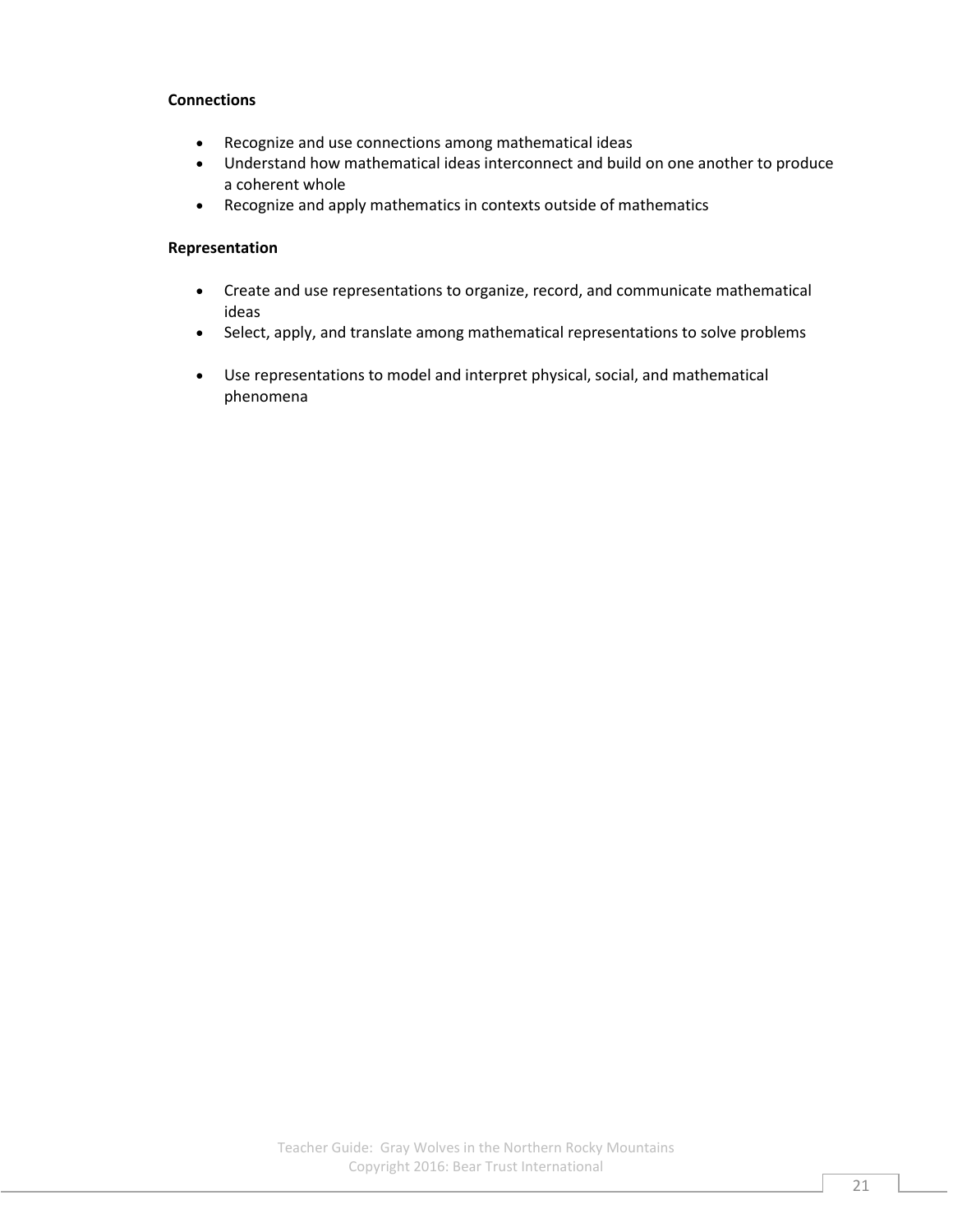**Connections**

- Recognize and use connections among mathematical ideas
- Understand how mathematical ideas interconnect and build on one another to produce a coherent whole
- Recognize and apply mathematics in contexts outside of mathematics

**Representation**

- Create and use representations to organize, record, and communicate mathematical ideas
- Select, apply, and translate among mathematical representations to solve problems
- Use representations to model and interpret physical, social, and mathematical phenomena